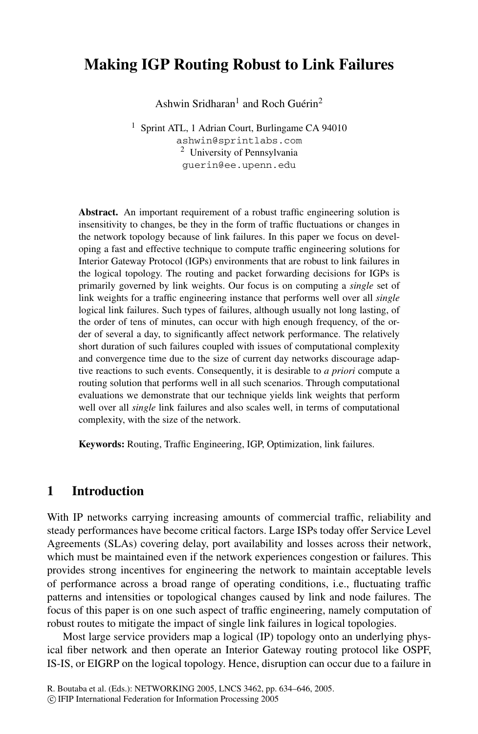# Making IGP Routing Robust to Link Failures

Ashwin Sridharan[1] and Roch Guérin[2]

[1] Sprint ATL, 1 Adrian Court, Burlingame CA 94010
ashwin@sprintlabs.com
[2] University of Pennsylvania
guerin@ee.upenn.edu

**Abstract.** An important requirement of a robust traffic engineering solution is insensitivity to changes, be they in the form of traffic fluctuations or changes in the network topology because of link failures. In this paper we focus on developing a fast and effective technique to compute traffic engineering solutions for Interior Gateway Protocol (IGPs) environments that are robust to link failures in the logical topology. The routing and packet forwarding decisions for IGPs is primarily governed by link weights. Our focus is on computing a *single* set of link weights for a traffic engineering instance that performs well over all *single* logical link failures. Such types of failures, although usually not long lasting, of the order of tens of minutes, can occur with high enough frequency, of the order of several a day, to significantly affect network performance. The relatively short duration of such failures coupled with issues of computational complexity and convergence time due to the size of current day networks discourage adaptive reactions to such events. Consequently, it is desirable to *a priori* compute a routing solution that performs well in all such scenarios. Through computational evaluations we demonstrate that our technique yields link weights that perform well over all *single* link failures and also scales well, in terms of computational complexity, with the size of the network.

**Keywords:** Routing, Traffic Engineering, IGP, Optimization, link failures.

## 1 Introduction

With IP networks carrying increasing amounts of commercial traffic, reliability and steady performances have become critical factors. Large ISPs today offer Service Level Agreements (SLAs) covering delay, port availability and losses across their network, which must be maintained even if the network experiences congestion or failures. This provides strong incentives for engineering the network to maintain acceptable levels of performance across a broad range of operating conditions, i.e., fluctuating traffic patterns and intensities or topological changes caused by link and node failures. The focus of this paper is on one such aspect of traffic engineering, namely computation of robust routes to mitigate the impact of single link failures in logical topologies.

Most large service providers map a logical (IP) topology onto an underlying physical fiber network and then operate an Interior Gateway routing protocol like OSPF, IS-IS, or EIGRP on the logical topology. Hence, disruption can occur due to a failure in

R. Boutaba et al. (Eds.): NETWORKING 2005, LNCS 3462, pp. 634–646, 2005.
© IFIP International Federation for Information Processing 2005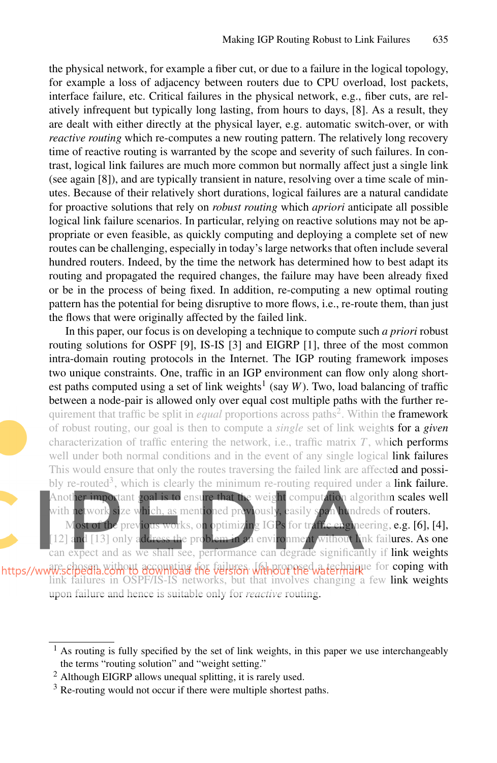the physical network, for example a fiber cut, or due to a failure in the logical topology, for example a loss of adjacency between routers due to CPU overload, lost packets, interface failure, etc. Critical failures in the physical network, e.g., fiber cuts, are relatively infrequent but typically long lasting, from hours to days, [8]. As a result, they are dealt with either directly at the physical layer, e.g. automatic switch-over, or with *reactive routing* which re-computes a new routing pattern. The relatively long recovery time of reactive routing is warranted by the scope and severity of such failures. In contrast, logical link failures are much more common but normally affect just a single link (see again [8]), and are typically transient in nature, resolving over a time scale of minutes. Because of their relatively short durations, logical failures are a natural candidate for proactive solutions that rely on *robust routing* which *apriori* anticipate all possible logical link failure scenarios. In particular, relying on reactive solutions may not be appropriate or even feasible, as quickly computing and deploying a complete set of new routes can be challenging, especially in today's large networks that often include several hundred routers. Indeed, by the time the network has determined how to best adapt its routing and propagated the required changes, the failure may have been already fixed or be in the process of being fixed. In addition, re-computing a new optimal routing pattern has the potential for being disruptive to more flows, i.e., re-route them, than just the flows that were originally affected by the failed link.

In this paper, our focus is on developing a technique to compute such *a priori* robust routing solutions for OSPF [9], IS-IS [3] and EIGRP [1], three of the most common intra-domain routing protocols in the Internet. The IGP routing framework imposes two unique constraints. One, traffic in an IGP environment can flow only along shortest paths computed using a set of link weights[1] (say $W$). Two, load balancing of traffic between a node-pair is allowed only over equal cost multiple paths with the further requirement that traffic be split in *equal* proportions across paths[2]. Within the framework of robust routing, our goal is then to compute a *single* set of link weights for a *given* characterization of traffic entering the network, i.e., traffic matrix $T$, which performs well under both normal conditions and in the event of any single logical link failures This would ensure that only the routes traversing the failed link are affected and possibly re-routed[3], which is clearly the minimum re-routing required under a link failure. Another important goal is to ensure that the weight computation algorithm scales well with network size which, as mentioned previously, easily span hundreds of routers.

Most of the previous works, on optimizing IGPs for traffic engineering, e.g. [6], [4], [12] and [13] only address the problem in an environment without link failures. As one can expect and as we shall see, performance can degrade significantly if link weights are chosen without accounting for failures. [6] proposed a technique for coping with link failures in OSPF/IS-IS networks, but that involves changing a few link weights upon failure and hence is suitable only for *reactive* routing.

---

[1] As routing is fully specified by the set of link weights, in this paper we use interchangeably the terms "routing solution" and "weight setting."

[2] Although EIGRP allows unequal splitting, it is rarely used.

[3] Re-routing would not occur if there were multiple shortest paths.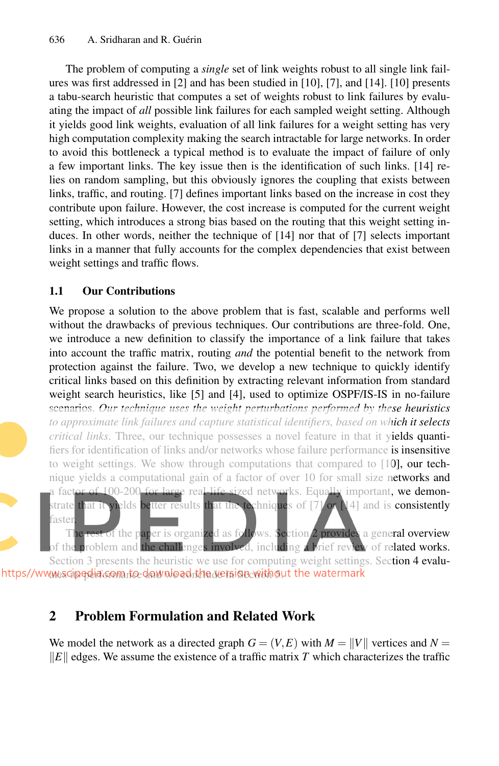The problem of computing a *single* set of link weights robust to all single link failures was first addressed in [2] and has been studied in [10], [7], and [14]. [10] presents a tabu-search heuristic that computes a set of weights robust to link failures by evaluating the impact of *all* possible link failures for each sampled weight setting. Although it yields good link weights, evaluation of all link failures for a weight setting has very high computation complexity making the search intractable for large networks. In order to avoid this bottleneck a typical method is to evaluate the impact of failure of only a few important links. The key issue then is the identification of such links. [14] relies on random sampling, but this obviously ignores the coupling that exists between links, traffic, and routing. [7] defines important links based on the increase in cost they contribute upon failure. However, the cost increase is computed for the current weight setting, which introduces a strong bias based on the routing that this weight setting induces. In other words, neither the technique of [14] nor that of [7] selects important links in a manner that fully accounts for the complex dependencies that exist between weight settings and traffic flows.

### 1.1 Our Contributions

We propose a solution to the above problem that is fast, scalable and performs well without the drawbacks of previous techniques. Our contributions are three-fold. One, we introduce a new definition to classify the importance of a link failure that takes into account the traffic matrix, routing *and* the potential benefit to the network from protection against the failure. Two, we develop a new technique to quickly identify critical links based on this definition by extracting relevant information from standard weight search heuristics, like [5] and [4], used to optimize OSPF/IS-IS in no-failure scenarios. *Our technique uses the weight perturbations performed by these heuristics to approximate link failures and capture statistical identifiers, based on which it selects critical links*. Three, our technique possesses a novel feature in that it yields quantifiers for identification of links and/or networks whose failure performance is insensitive to weight settings. We show through computations that compared to [10], our technique yields a computational gain of a factor of over 10 for small size networks and a factor of 100-200 for large real-life sized networks. Equally important, we demonstrate that it yields better results that the techniques of [7] or [14] and is consistently faster.

The rest of the paper is organized as follows. Section 2 provides a general overview of the problem and the challenges involved, including a brief review of related works. Section 3 presents the heuristic we use for computing weight settings. Section 4 evaluates its performance and we conclude in Section 5.

## 2 Problem Formulation and Related Work

We model the network as a directed graph $G = (V, E)$ with $M = \|V\|$ vertices and $N = \|E\|$ edges. We assume the existence of a traffic matrix $T$ which characterizes the traffic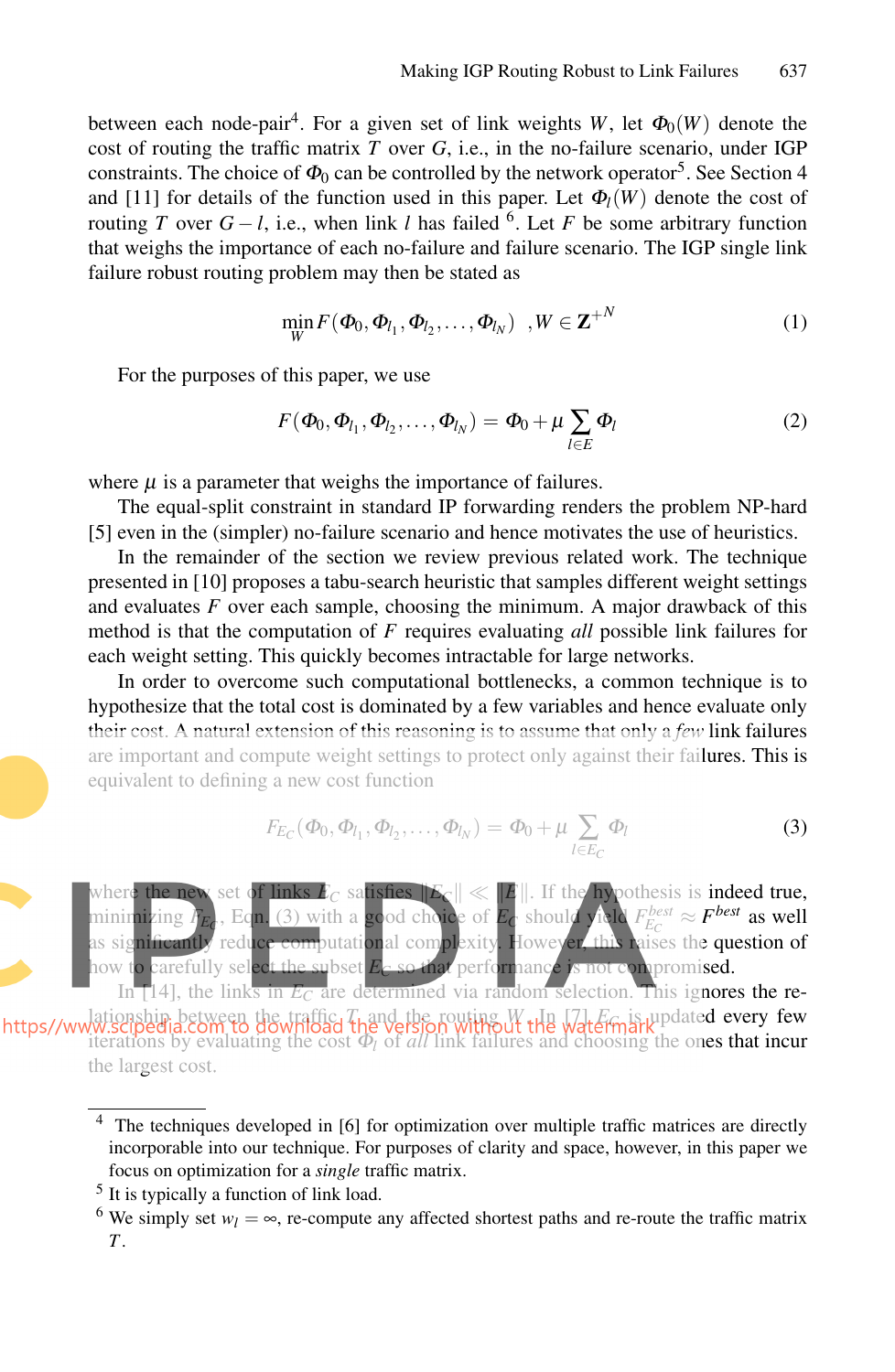between each node-pair[4]. For a given set of link weights $W$, let $\Phi_0(W)$ denote the cost of routing the traffic matrix $T$ over $G$, i.e., in the no-failure scenario, under IGP constraints. The choice of $\Phi_0$ can be controlled by the network operator[5]. See Section 4 and [11] for details of the function used in this paper. Let $\Phi_l(W)$ denote the cost of routing $T$ over $G-l$, i.e., when link $l$ has failed [6]. Let $F$ be some arbitrary function that weighs the importance of each no-failure and failure scenario. The IGP single link failure robust routing problem may then be stated as

$$\min_{W} F(\Phi_0, \Phi_{l_1}, \Phi_{l_2}, \ldots, \Phi_{l_N}) \quad , W \in \mathbf{Z}^{+N} \tag{1}$$

For the purposes of this paper, we use

$$F(\Phi_0, \Phi_{l_1}, \Phi_{l_2}, \ldots, \Phi_{l_N}) = \Phi_0 + \mu \sum_{l \in E} \Phi_l \tag{2}$$

where $\mu$ is a parameter that weighs the importance of failures.

The equal-split constraint in standard IP forwarding renders the problem NP-hard [5] even in the (simpler) no-failure scenario and hence motivates the use of heuristics.

In the remainder of the section we review previous related work. The technique presented in [10] proposes a tabu-search heuristic that samples different weight settings and evaluates $F$ over each sample, choosing the minimum. A major drawback of this method is that the computation of $F$ requires evaluating *all* possible link failures for each weight setting. This quickly becomes intractable for large networks.

In order to overcome such computational bottlenecks, a common technique is to hypothesize that the total cost is dominated by a few variables and hence evaluate only their cost. A natural extension of this reasoning is to assume that only a *few* link failures are important and compute weight settings to protect only against their failures. This is equivalent to defining a new cost function

$$F_{E_C}(\Phi_0, \Phi_{l_1}, \Phi_{l_2}, \ldots, \Phi_{l_N}) = \Phi_0 + \mu \sum_{l \in E_C} \Phi_l \tag{3}$$

where the new set of links $E_C$ satisfies $\|E_C\| \ll \|E\|$. If the hypothesis is indeed true, minimizing $F_{E_C}$, Eqn. (3) with a good choice of $E_C$ should yield $F_{E_C}^{best} \approx F^{best}$ as well as significantly reduce computational complexity. However, this raises the question of how to carefully select the subset $E_C$ so that performance is not compromised.

In [14], the links in $E_C$ are determined via random selection. This ignores the relationship between the traffic $T$ and the routing $W$. In [7], $E_C$ is updated every few iterations by evaluating the cost $\Phi_l$ of *all* link failures and choosing the ones that incur the largest cost.

---

[4] The techniques developed in [6] for optimization over multiple traffic matrices are directly incorporable into our technique. For purposes of clarity and space, however, in this paper we focus on optimization for a *single* traffic matrix.

[5] It is typically a function of link load.

[6] We simply set $w_l = \infty$, re-compute any affected shortest paths and re-route the traffic matrix $T$.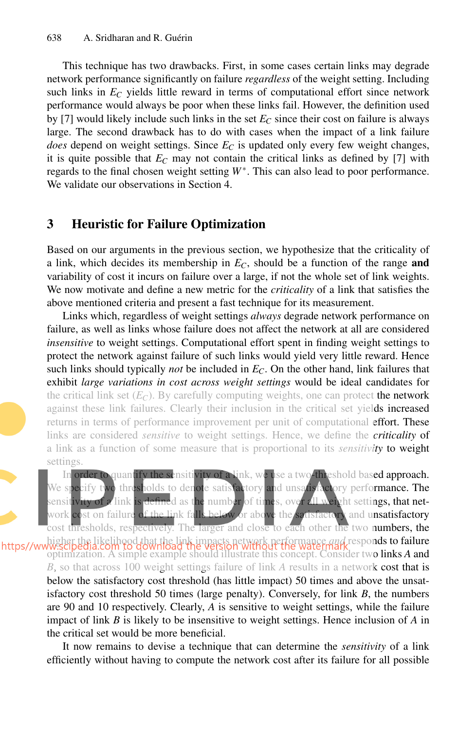This technique has two drawbacks. First, in some cases certain links may degrade network performance significantly on failure *regardless* of the weight setting. Including such links in $E_C$ yields little reward in terms of computational effort since network performance would always be poor when these links fail. However, the definition used by [7] would likely include such links in the set $E_C$ since their cost on failure is always large. The second drawback has to do with cases when the impact of a link failure *does* depend on weight settings. Since $E_C$ is updated only every few weight changes, it is quite possible that $E_C$ may not contain the critical links as defined by [7] with regards to the final chosen weight setting $W^*$. This can also lead to poor performance. We validate our observations in Section 4.

## 3 Heuristic for Failure Optimization

Based on our arguments in the previous section, we hypothesize that the criticality of a link, which decides its membership in $E_C$, should be a function of the range **and** variability of cost it incurs on failure over a large, if not the whole set of link weights. We now motivate and define a new metric for the *criticality* of a link that satisfies the above mentioned criteria and present a fast technique for its measurement.

Links which, regardless of weight settings *always* degrade network performance on failure, as well as links whose failure does not affect the network at all are considered *insensitive* to weight settings. Computational effort spent in finding weight settings to protect the network against failure of such links would yield very little reward. Hence such links should typically *not* be included in $E_C$. On the other hand, link failures that exhibit *large variations in cost across weight settings* would be ideal candidates for the critical link set ($E_C$). By carefully computing weights, one can protect the network against these link failures. Clearly their inclusion in the critical set yields increased returns in terms of performance improvement per unit of computational effort. These links are considered *sensitive* to weight settings. Hence, we define the *criticality* of a link as a function of some measure that is proportional to its *sensitivity* to weight settings.

In order to quantify the sensitivity of a link, we use a two-threshold based approach. We specify two thresholds to denote satisfactory and unsatisfactory performance. The sensitivity of a link is defined as the number of times, over all weight settings, that network cost on failure of the link falls below or above the satisfactory and unsatisfactory cost thresholds, respectively. The larger and close to each other the two numbers, the higher the likelihood that the link impacts network performance *and* responds to failure optimization. A simple example should illustrate this concept. Consider two links $A$ and $B$, so that across 100 weight settings failure of link $A$ results in a network cost that is below the satisfactory cost threshold (has little impact) 50 times and above the unsatisfactory cost threshold 50 times (large penalty). Conversely, for link $B$, the numbers are 90 and 10 respectively. Clearly, $A$ is sensitive to weight settings, while the failure impact of link $B$ is likely to be insensitive to weight settings. Hence inclusion of $A$ in the critical set would be more beneficial.

It now remains to devise a technique that can determine the *sensitivity* of a link efficiently without having to compute the network cost after its failure for all possible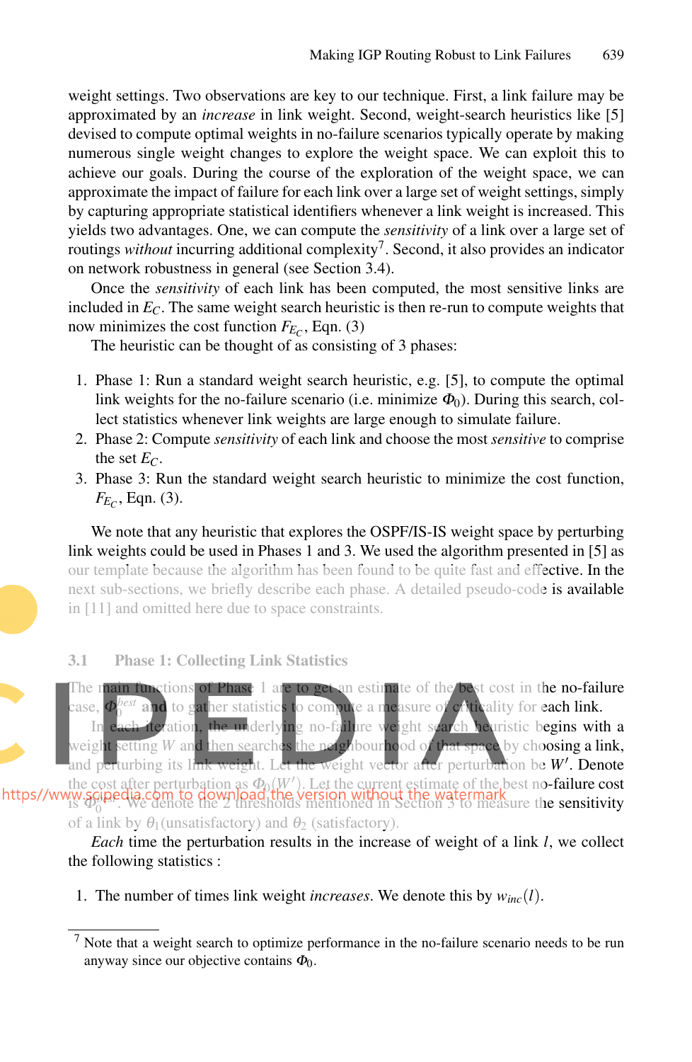weight settings. Two observations are key to our technique. First, a link failure may be approximated by an *increase* in link weight. Second, weight-search heuristics like [5] devised to compute optimal weights in no-failure scenarios typically operate by making numerous single weight changes to explore the weight space. We can exploit this to achieve our goals. During the course of the exploration of the weight space, we can approximate the impact of failure for each link over a large set of weight settings, simply by capturing appropriate statistical identifiers whenever a link weight is increased. This yields two advantages. One, we can compute the *sensitivity* of a link over a large set of routings *without* incurring additional complexity[7]. Second, it also provides an indicator on network robustness in general (see Section 3.4).

Once the *sensitivity* of each link has been computed, the most sensitive links are included in $E_C$. The same weight search heuristic is then re-run to compute weights that now minimizes the cost function $F_{E_C}$, Eqn. (3)

The heuristic can be thought of as consisting of 3 phases:

1. Phase 1: Run a standard weight search heuristic, e.g. [5], to compute the optimal link weights for the no-failure scenario (i.e. minimize $\Phi_0$). During this search, collect statistics whenever link weights are large enough to simulate failure.
2. Phase 2: Compute *sensitivity* of each link and choose the most *sensitive* to comprise the set $E_C$.
3. Phase 3: Run the standard weight search heuristic to minimize the cost function, $F_{E_C}$, Eqn. (3).

We note that any heuristic that explores the OSPF/IS-IS weight space by perturbing link weights could be used in Phases 1 and 3. We used the algorithm presented in [5] as our template because the algorithm has been found to be quite fast and effective. In the next sub-sections, we briefly describe each phase. A detailed pseudo-code is available in [11] and omitted here due to space constraints.

### 3.1 Phase 1: Collecting Link Statistics

The main functions of Phase 1 are to get an estimate of the best cost in the no-failure case, $\Phi_0^{best}$ and to gather statistics to compute a measure of criticality for each link.

In each iteration, the underlying no-failure weight search heuristic begins with a weight setting $W$ and then searches the neighbourhood of that space by choosing a link, and perturbing its link weight. Let the weight vector after perturbation be $W'$. Denote the cost after perturbation as $\Phi_0(W')$. Let the current estimate of the best no-failure cost is $\Phi_0^{best}$. We denote the 2 thresholds mentioned in Section 3 to measure the sensitivity of a link by $\theta_1$(unsatisfactory) and $\theta_2$ (satisfactory).

*Each* time the perturbation results in the increase of weight of a link $l$, we collect the following statistics :

1. The number of times link weight *increases*. We denote this by $w_{inc}(l)$.

[7] Note that a weight search to optimize performance in the no-failure scenario needs to be run anyway since our objective contains $\Phi_0$.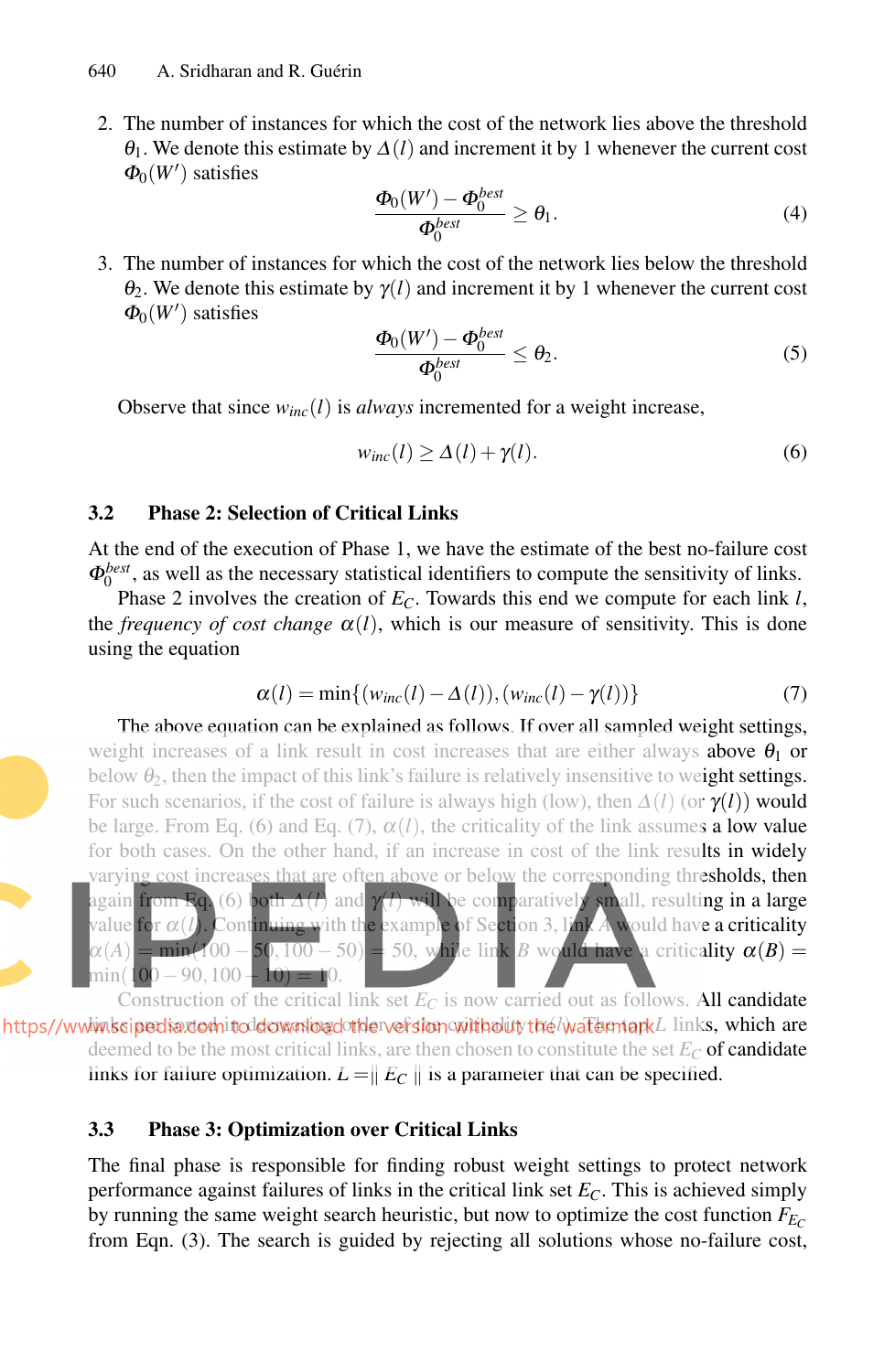2. The number of instances for which the cost of the network lies above the threshold $\theta_1$. We denote this estimate by $\Delta(l)$ and increment it by 1 whenever the current cost $\Phi_0(W')$ satisfies

$$\frac{\Phi_0(W') - \Phi_0^{best}}{\Phi_0^{best}} \geq \theta_1. \tag{4}$$

3. The number of instances for which the cost of the network lies below the threshold $\theta_2$. We denote this estimate by $\gamma(l)$ and increment it by 1 whenever the current cost $\Phi_0(W')$ satisfies

$$\frac{\Phi_0(W') - \Phi_0^{best}}{\Phi_0^{best}} \leq \theta_2. \tag{5}$$

Observe that since $w_{inc}(l)$ is *always* incremented for a weight increase,

$$w_{inc}(l) \geq \Delta(l) + \gamma(l). \tag{6}$$

### 3.2 Phase 2: Selection of Critical Links

At the end of the execution of Phase 1, we have the estimate of the best no-failure cost $\Phi_0^{best}$, as well as the necessary statistical identifiers to compute the sensitivity of links.

Phase 2 involves the creation of $E_C$. Towards this end we compute for each link $l$, the *frequency of cost change* $\alpha(l)$, which is our measure of sensitivity. This is done using the equation

$$\alpha(l) = \min\{(w_{inc}(l) - \Delta(l)), (w_{inc}(l) - \gamma(l))\} \tag{7}$$

The above equation can be explained as follows. If over all sampled weight settings, weight increases of a link result in cost increases that are either always above $\theta_1$ or below $\theta_2$, then the impact of this link's failure is relatively insensitive to weight settings. For such scenarios, if the cost of failure is always high (low), then $\Delta(l)$ (or $\gamma(l)$) would be large. From Eq. (6) and Eq. (7), $\alpha(l)$, the criticality of the link assumes a low value for both cases. On the other hand, if an increase in cost of the link results in widely varying cost increases that are often above or below the corresponding thresholds, then again from Eq. (6) both $\Delta(l)$ and $\gamma(l)$ will be comparatively small, resulting in a large value for $\alpha(l)$. Continuing with the example of Section 3, link $A$ would have a criticality $\alpha(A) = \min(100 - 50, 100 - 50) = 50$, while link $B$ would have a criticality $\alpha(B) = \min(100 - 90, 100 - 10) = 10$.

Construction of the critical link set $E_C$ is now carried out as follows. All candidate links are sorted in descending order of their criticality $\alpha(l)$. The top $L$ links, which are deemed to be the most critical links, are then chosen to constitute the set $E_C$ of candidate links for failure optimization. $L = \| E_C \|$ is a parameter that can be specified.

### 3.3 Phase 3: Optimization over Critical Links

The final phase is responsible for finding robust weight settings to protect network performance against failures of links in the critical link set $E_C$. This is achieved simply by running the same weight search heuristic, but now to optimize the cost function $F_{E_C}$ from Eqn. (3). The search is guided by rejecting all solutions whose no-failure cost,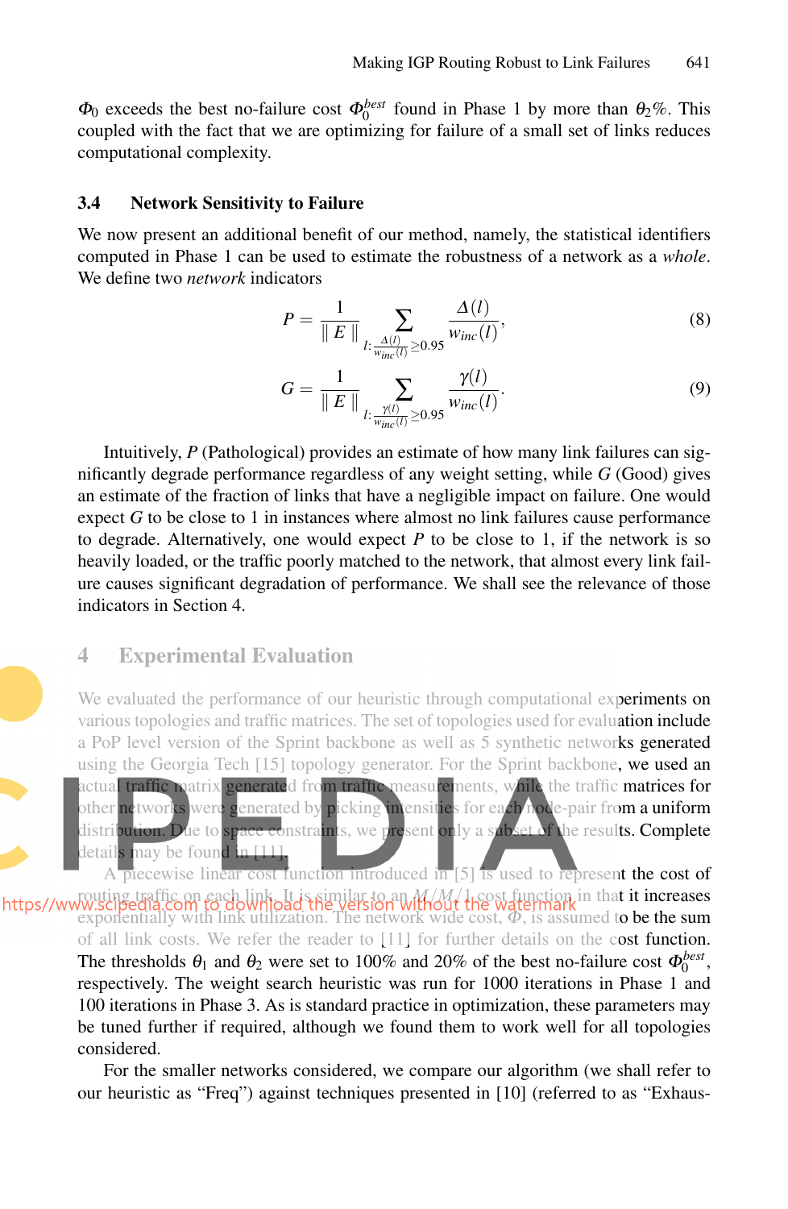$\Phi_0$ exceeds the best no-failure cost $\Phi_0^{best}$ found in Phase 1 by more than $\theta_2$%. This coupled with the fact that we are optimizing for failure of a small set of links reduces computational complexity.

### 3.4 Network Sensitivity to Failure

We now present an additional benefit of our method, namely, the statistical identifiers computed in Phase 1 can be used to estimate the robustness of a network as a *whole*. We define two *network* indicators

$$P = \frac{1}{\| E \|} \sum_{l: \frac{\Delta(l)}{w_{inc}(l)} \geq 0.95} \frac{\Delta(l)}{w_{inc}(l)}, \tag{8}$$

$$G = \frac{1}{\| E \|} \sum_{l: \frac{\gamma(l)}{w_{inc}(l)} \geq 0.95} \frac{\gamma(l)}{w_{inc}(l)}. \tag{9}$$

Intuitively, $P$ (Pathological) provides an estimate of how many link failures can significantly degrade performance regardless of any weight setting, while $G$ (Good) gives an estimate of the fraction of links that have a negligible impact on failure. One would expect $G$ to be close to 1 in instances where almost no link failures cause performance to degrade. Alternatively, one would expect $P$ to be close to 1, if the network is so heavily loaded, or the traffic poorly matched to the network, that almost every link failure causes significant degradation of performance. We shall see the relevance of those indicators in Section 4.

## 4 Experimental Evaluation

We evaluated the performance of our heuristic through computational experiments on various topologies and traffic matrices. The set of topologies used for evaluation include a PoP level version of the Sprint backbone as well as 5 synthetic networks generated using the Georgia Tech [15] topology generator. For the Sprint backbone, we used an actual traffic matrix generated from traffic measurements, while the traffic matrices for other networks were generated by picking intensities for each node-pair from a uniform distribution. Due to space constraints, we present only a subset of the results. Complete details may be found in [11].

A piecewise linear cost function introduced in [5] is used to represent the cost of routing traffic on each link. It is similar to an $M/M/1$ cost function in that it increases exponentially with link utilization. The network wide cost, $\Phi$, is assumed to be the sum of all link costs. We refer the reader to [11] for further details on the cost function. The thresholds $\theta_1$ and $\theta_2$ were set to 100% and 20% of the best no-failure cost $\Phi_0^{best}$, respectively. The weight search heuristic was run for 1000 iterations in Phase 1 and 100 iterations in Phase 3. As is standard practice in optimization, these parameters may be tuned further if required, although we found them to work well for all topologies considered.

For the smaller networks considered, we compare our algorithm (we shall refer to our heuristic as "Freq") against techniques presented in [10] (referred to as "Exhaus-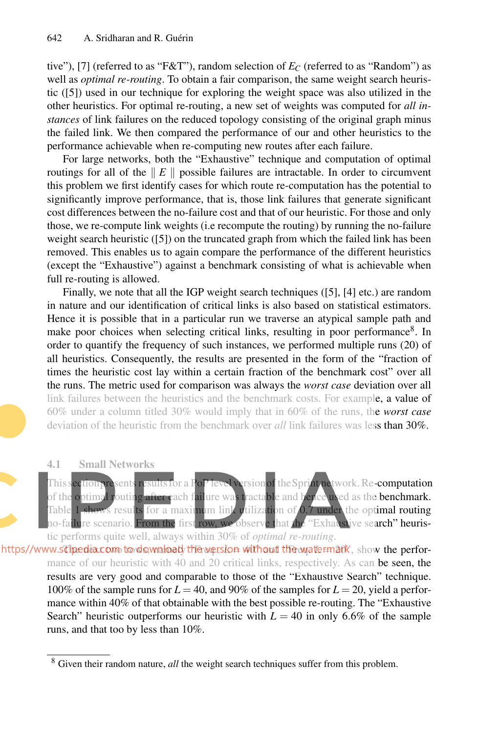tive"), [7] (referred to as "F&T"), random selection of $E_C$ (referred to as "Random") as well as *optimal re-routing*. To obtain a fair comparison, the same weight search heuristic ([5]) used in our technique for exploring the weight space was also utilized in the other heuristics. For optimal re-routing, a new set of weights was computed for *all instances* of link failures on the reduced topology consisting of the original graph minus the failed link. We then compared the performance of our and other heuristics to the performance achievable when re-computing new routes after each failure.

For large networks, both the "Exhaustive" technique and computation of optimal routings for all of the $\| E \|$ possible failures are intractable. In order to circumvent this problem we first identify cases for which route re-computation has the potential to significantly improve performance, that is, those link failures that generate significant cost differences between the no-failure cost and that of our heuristic. For those and only those, we re-compute link weights (i.e recompute the routing) by running the no-failure weight search heuristic ([5]) on the truncated graph from which the failed link has been removed. This enables us to again compare the performance of the different heuristics (except the "Exhaustive") against a benchmark consisting of what is achievable when full re-routing is allowed.

Finally, we note that all the IGP weight search techniques ([5], [4] etc.) are random in nature and our identification of critical links is also based on statistical estimators. Hence it is possible that in a particular run we traverse an atypical sample path and make poor choices when selecting critical links, resulting in poor performance[8]. In order to quantify the frequency of such instances, we performed multiple runs (20) of all heuristics. Consequently, the results are presented in the form of the "fraction of times the heuristic cost lay within a certain fraction of the benchmark cost" over all the runs. The metric used for comparison was always the *worst case* deviation over all link failures between the heuristics and the benchmark costs. For example, a value of 60% under a column titled 30% would imply that in 60% of the runs, the *worst case* deviation of the heuristic from the benchmark over *all* link failures was less than 30%.

## 4.1 Small Networks

This section presents results for a PoP level version of the Sprint network. Re-computation of the optimal routing after each failure was tractable and hence used as the benchmark. Table 1 shows results for a maximum link utilization of 0.7 under the optimal routing no-failure scenario. From the first row, we observe that the "Exhaustive search" heuristic performs quite well, always within 30% of *optimal re-routing*.

The next two rows, with $L = 40$ and $L = 20$, show the performance of our heuristic with 40 and 20 critical links, respectively. As can be seen, the results are very good and comparable to those of the "Exhaustive Search" technique. 100% of the sample runs for $L = 40$, and 90% of the samples for $L = 20$, yield a performance within 40% of that obtainable with the best possible re-routing. The "Exhaustive Search" heuristic outperforms our heuristic with $L = 40$ in only 6.6% of the sample runs, and that too by less than 10%.

[8] Given their random nature, *all* the weight search techniques suffer from this problem.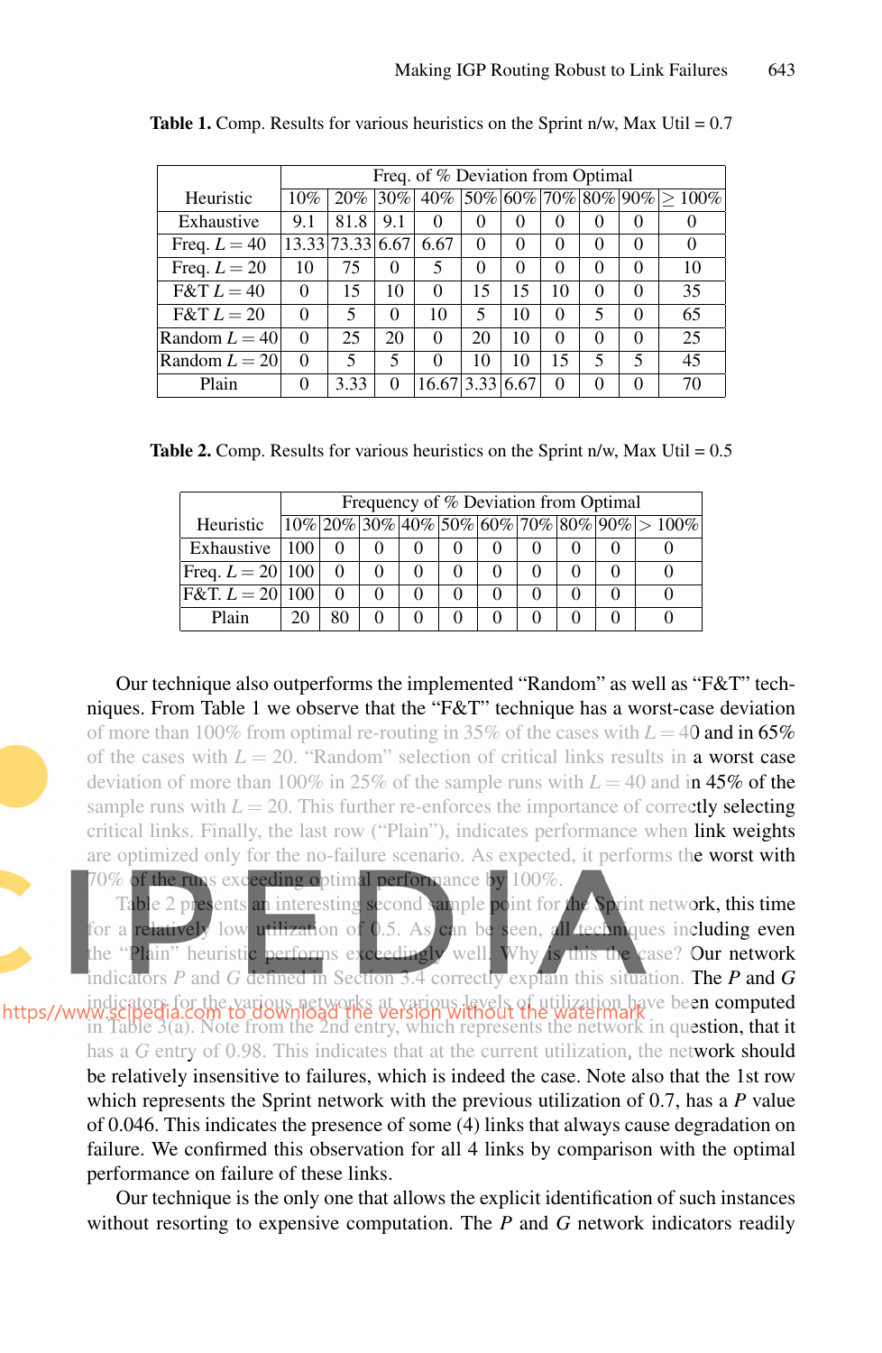**Table 1.** Comp. Results for various heuristics on the Sprint n/w, Max Util = 0.7

| Heuristic | Freq. of % Deviation from Optimal | | | | | | | | | |
|---|---|---|---|---|---|---|---|---|---|---|
| | 10% | 20% | 30% | 40% | 50% | 60% | 70% | 80% | 90% | ≥ 100% |
| Exhaustive | 9.1 | 81.8 | 9.1 | 0 | 0 | 0 | 0 | 0 | 0 | 0 |
| Freq. $L = 40$ | 13.33 | 73.33 | 6.67 | 6.67 | 0 | 0 | 0 | 0 | 0 | 0 |
| Freq. $L = 20$ | 10 | 75 | 0 | 5 | 0 | 0 | 0 | 0 | 0 | 10 |
| F&T $L = 40$ | 0 | 15 | 10 | 0 | 15 | 15 | 10 | 0 | 0 | 35 |
| F&T $L = 20$ | 0 | 5 | 0 | 10 | 5 | 10 | 0 | 5 | 0 | 65 |
| Random $L = 40$ | 0 | 25 | 20 | 0 | 20 | 10 | 0 | 0 | 0 | 25 |
| Random $L = 20$ | 0 | 5 | 5 | 0 | 10 | 10 | 15 | 5 | 5 | 45 |
| Plain | 0 | 3.33 | 0 | 16.67 | 3.33 | 6.67 | 0 | 0 | 0 | 70 |

**Table 2.** Comp. Results for various heuristics on the Sprint n/w, Max Util = 0.5

| Heuristic | Frequency of % Deviation from Optimal | | | | | | | | | |
|---|---|---|---|---|---|---|---|---|---|---|
| | 10% | 20% | 30% | 40% | 50% | 60% | 70% | 80% | 90% | > 100% |
| Exhaustive | 100 | 0 | 0 | 0 | 0 | 0 | 0 | 0 | 0 | 0 |
| Freq. $L = 20$ | 100 | 0 | 0 | 0 | 0 | 0 | 0 | 0 | 0 | 0 |
| F&T. $L = 20$ | 100 | 0 | 0 | 0 | 0 | 0 | 0 | 0 | 0 | 0 |
| Plain | 20 | 80 | 0 | 0 | 0 | 0 | 0 | 0 | 0 | 0 |

Our technique also outperforms the implemented "Random" as well as "F&T" techniques. From Table 1 we observe that the "F&T" technique has a worst-case deviation of more than 100% from optimal re-routing in 35% of the cases with $L = 40$ and in 65% of the cases with $L = 20$. "Random" selection of critical links results in a worst case deviation of more than 100% in 25% of the sample runs with $L = 40$ and in 45% of the sample runs with $L = 20$. This further re-enforces the importance of correctly selecting critical links. Finally, the last row ("Plain"), indicates performance when link weights are optimized only for the no-failure scenario. As expected, it performs the worst with 70% of the runs exceeding optimal performance by 100%.

Table 2 presents an interesting second sample point for the Sprint network, this time for a relatively low utilization of 0.5. As can be seen, all techniques including even the "Plain" heuristic performs exceedingly well. Why is this the case? Our network indicators $P$ and $G$ defined in Section 3.4 correctly explain this situation. The $P$ and $G$ indicators for the various networks at various levels of utilization have been computed in Table 3(a). Note from the 2nd entry, which represents the network in question, that it has a $G$ entry of 0.98. This indicates that at the current utilization, the network should be relatively insensitive to failures, which is indeed the case. Note also that the 1st row which represents the Sprint network with the previous utilization of 0.7, has a $P$ value of 0.046. This indicates the presence of some (4) links that always cause degradation on failure. We confirmed this observation for all 4 links by comparison with the optimal performance on failure of these links.

Our technique is the only one that allows the explicit identification of such instances without resorting to expensive computation. The $P$ and $G$ network indicators readily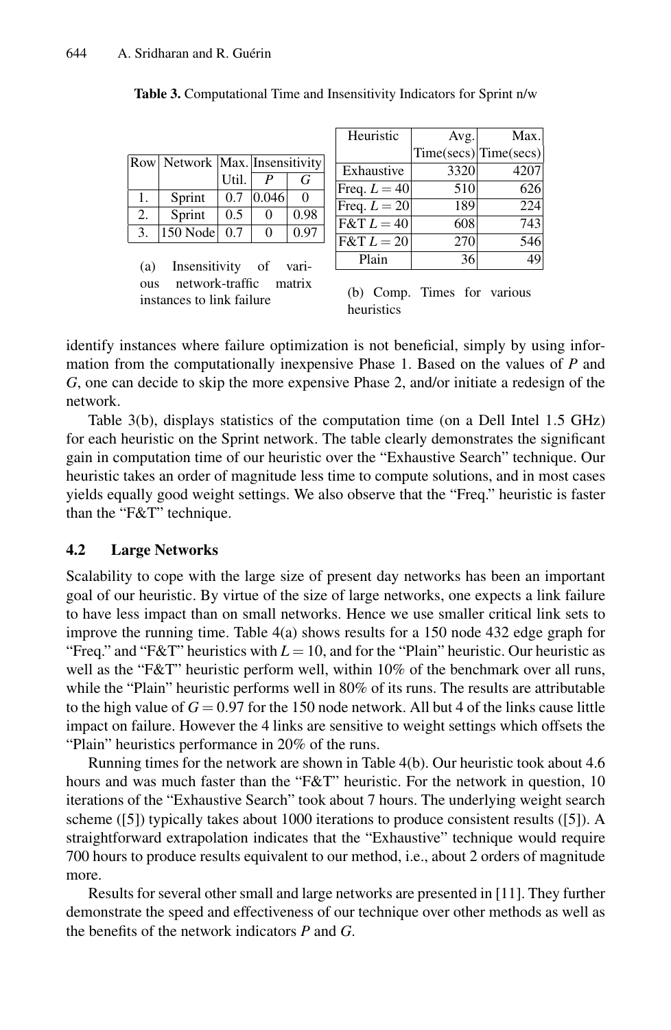**Table 3.** Computational Time and Insensitivity Indicators for Sprint n/w

| Row | Network | Max. Util. | Insensitivity | |
|---|---|---|---|---|
| | | | $P$ | $G$ |
| 1. | Sprint | 0.7 | 0.046 | 0 |
| 2. | Sprint | 0.5 | 0 | 0.98 |
| 3. | 150 Node | 0.7 | 0 | 0.97 |

(a) Insensitivity of various network-traffic matrix instances to link failure

| Heuristic | Avg. Time(secs) | Max. Time(secs) |
|---|---|---|
| Exhaustive | 3320 | 4207 |
| Freq. $L = 40$ | 510 | 626 |
| Freq. $L = 20$ | 189 | 224 |
| F&T $L = 40$ | 608 | 743 |
| F&T $L = 20$ | 270 | 546 |
| Plain | 36 | 49 |

(b) Comp. Times for various heuristics

identify instances where failure optimization is not beneficial, simply by using information from the computationally inexpensive Phase 1. Based on the values of $P$ and $G$, one can decide to skip the more expensive Phase 2, and/or initiate a redesign of the network.

Table 3(b), displays statistics of the computation time (on a Dell Intel 1.5 GHz) for each heuristic on the Sprint network. The table clearly demonstrates the significant gain in computation time of our heuristic over the "Exhaustive Search" technique. Our heuristic takes an order of magnitude less time to compute solutions, and in most cases yields equally good weight settings. We also observe that the "Freq." heuristic is faster than the "F&T" technique.

### 4.2 Large Networks

Scalability to cope with the large size of present day networks has been an important goal of our heuristic. By virtue of the size of large networks, one expects a link failure to have less impact than on small networks. Hence we use smaller critical link sets to improve the running time. Table 4(a) shows results for a 150 node 432 edge graph for "Freq." and "F&T" heuristics with $L = 10$, and for the "Plain" heuristic. Our heuristic as well as the "F&T" heuristic perform well, within 10% of the benchmark over all runs, while the "Plain" heuristic performs well in 80% of its runs. The results are attributable to the high value of $G = 0.97$ for the 150 node network. All but 4 of the links cause little impact on failure. However the 4 links are sensitive to weight settings which offsets the "Plain" heuristics performance in 20% of the runs.

Running times for the network are shown in Table 4(b). Our heuristic took about 4.6 hours and was much faster than the "F&T" heuristic. For the network in question, 10 iterations of the "Exhaustive Search" took about 7 hours. The underlying weight search scheme ([5]) typically takes about 1000 iterations to produce consistent results ([5]). A straightforward extrapolation indicates that the "Exhaustive" technique would require 700 hours to produce results equivalent to our method, i.e., about 2 orders of magnitude more.

Results for several other small and large networks are presented in [11]. They further demonstrate the speed and effectiveness of our technique over other methods as well as the benefits of the network indicators $P$ and $G$.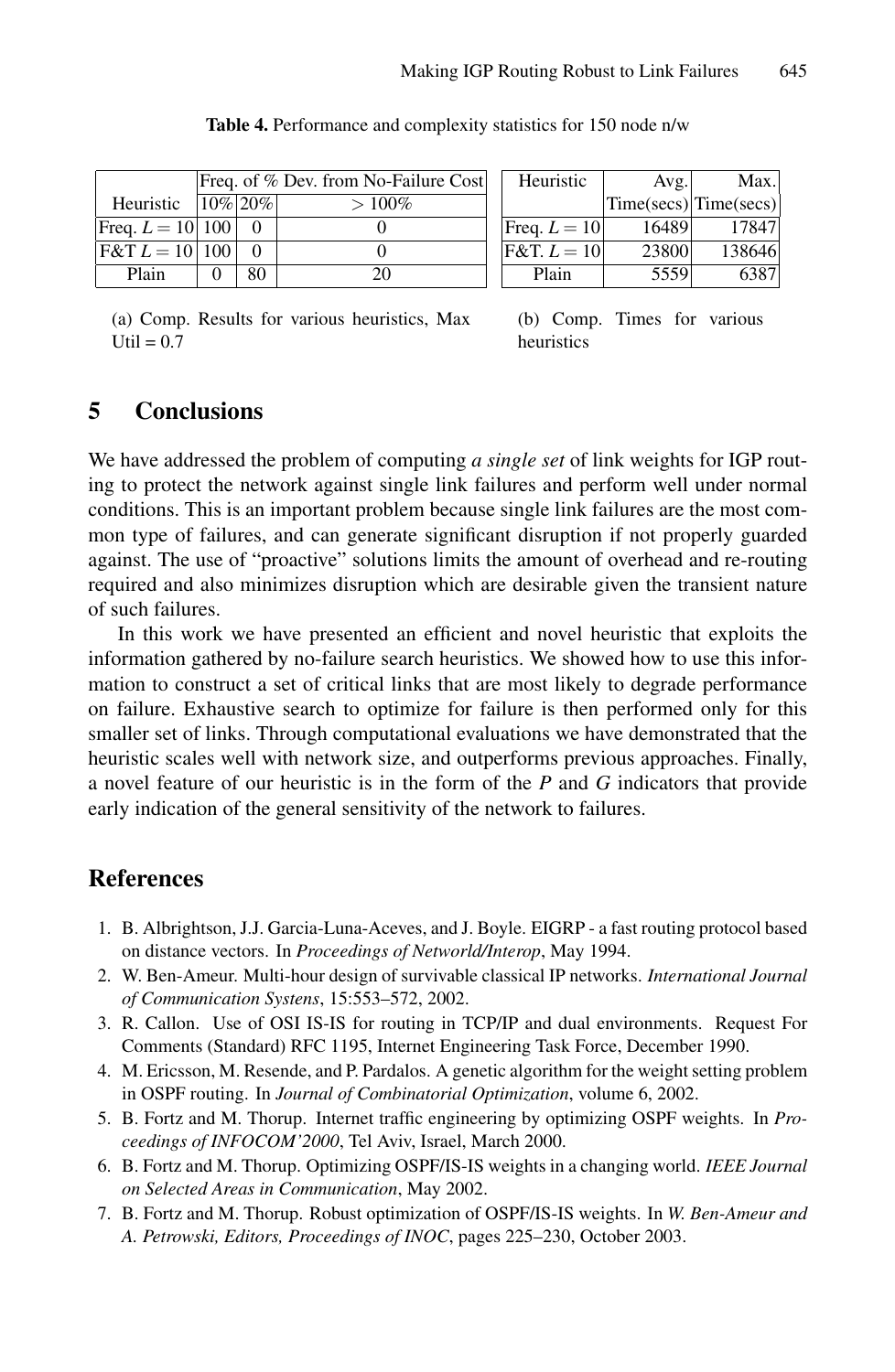**Table 4.** Performance and complexity statistics for 150 node n/w

| | Freq. of % Dev. from No-Failure Cost | | |
|---|---|---|---|
| Heuristic | 10% | 20% | $> 100\%$ |
| Freq. $L = 10$ | 100 | 0 | 0 |
| F&T $L = 10$ | 100 | 0 | 0 |
| Plain | 0 | 80 | 20 |

(a) Comp. Results for various heuristics, Max Util = 0.7

| Heuristic | Avg. Time(secs) | Max. Time(secs) |
|---|---|---|
| Freq. $L = 10$ | 16489 | 17847 |
| F&T. $L = 10$ | 23800 | 138646 |
| Plain | 5559 | 6387 |

(b) Comp. Times for various heuristics

## 5 Conclusions

We have addressed the problem of computing *a single set* of link weights for IGP routing to protect the network against single link failures and perform well under normal conditions. This is an important problem because single link failures are the most common type of failures, and can generate significant disruption if not properly guarded against. The use of "proactive" solutions limits the amount of overhead and re-routing required and also minimizes disruption which are desirable given the transient nature of such failures.

In this work we have presented an efficient and novel heuristic that exploits the information gathered by no-failure search heuristics. We showed how to use this information to construct a set of critical links that are most likely to degrade performance on failure. Exhaustive search to optimize for failure is then performed only for this smaller set of links. Through computational evaluations we have demonstrated that the heuristic scales well with network size, and outperforms previous approaches. Finally, a novel feature of our heuristic is in the form of the $P$ and $G$ indicators that provide early indication of the general sensitivity of the network to failures.

## References

1. B. Albrightson, J.J. Garcia-Luna-Aceves, and J. Boyle. EIGRP - a fast routing protocol based on distance vectors. In *Proceedings of Networld/Interop*, May 1994.
2. W. Ben-Ameur. Multi-hour design of survivable classical IP networks. *International Journal of Communication Systens*, 15:553–572, 2002.
3. R. Callon. Use of OSI IS-IS for routing in TCP/IP and dual environments. Request For Comments (Standard) RFC 1195, Internet Engineering Task Force, December 1990.
4. M. Ericsson, M. Resende, and P. Pardalos. A genetic algorithm for the weight setting problem in OSPF routing. In *Journal of Combinatorial Optimization*, volume 6, 2002.
5. B. Fortz and M. Thorup. Internet traffic engineering by optimizing OSPF weights. In *Proceedings of INFOCOM'2000*, Tel Aviv, Israel, March 2000.
6. B. Fortz and M. Thorup. Optimizing OSPF/IS-IS weights in a changing world. *IEEE Journal on Selected Areas in Communication*, May 2002.
7. B. Fortz and M. Thorup. Robust optimization of OSPF/IS-IS weights. In *W. Ben-Ameur and A. Petrowski, Editors, Proceedings of INOC*, pages 225–230, October 2003.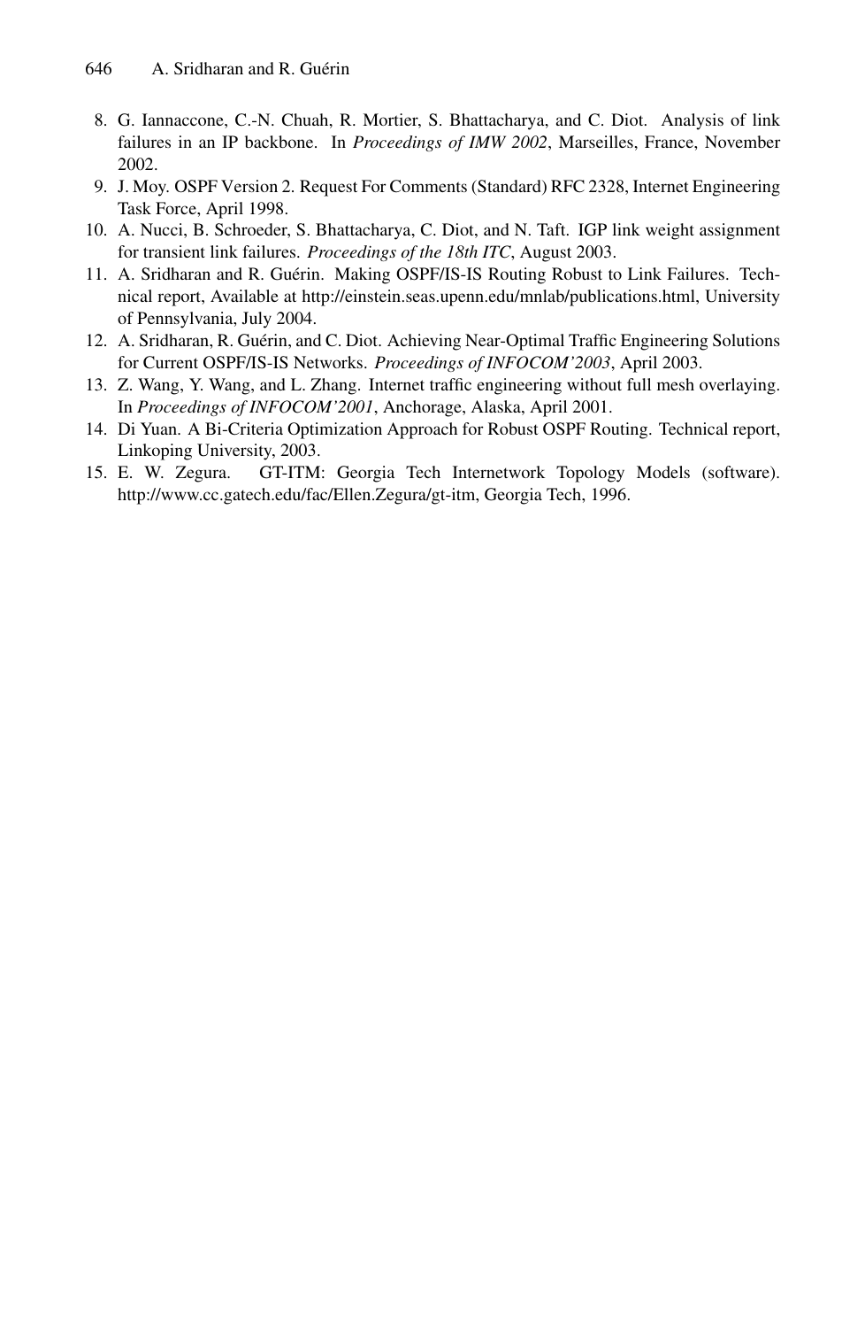8. G. Iannaccone, C.-N. Chuah, R. Mortier, S. Bhattacharya, and C. Diot. Analysis of link failures in an IP backbone. In *Proceedings of IMW 2002*, Marseilles, France, November 2002.
9. J. Moy. OSPF Version 2. Request For Comments (Standard) RFC 2328, Internet Engineering Task Force, April 1998.
10. A. Nucci, B. Schroeder, S. Bhattacharya, C. Diot, and N. Taft. IGP link weight assignment for transient link failures. *Proceedings of the 18th ITC*, August 2003.
11. A. Sridharan and R. Guérin. Making OSPF/IS-IS Routing Robust to Link Failures. Technical report, Available at http://einstein.seas.upenn.edu/mnlab/publications.html, University of Pennsylvania, July 2004.
12. A. Sridharan, R. Guérin, and C. Diot. Achieving Near-Optimal Traffic Engineering Solutions for Current OSPF/IS-IS Networks. *Proceedings of INFOCOM'2003*, April 2003.
13. Z. Wang, Y. Wang, and L. Zhang. Internet traffic engineering without full mesh overlaying. In *Proceedings of INFOCOM'2001*, Anchorage, Alaska, April 2001.
14. Di Yuan. A Bi-Criteria Optimization Approach for Robust OSPF Routing. Technical report, Linkoping University, 2003.
15. E. W. Zegura. GT-ITM: Georgia Tech Internetwork Topology Models (software). http://www.cc.gatech.edu/fac/Ellen.Zegura/gt-itm, Georgia Tech, 1996.